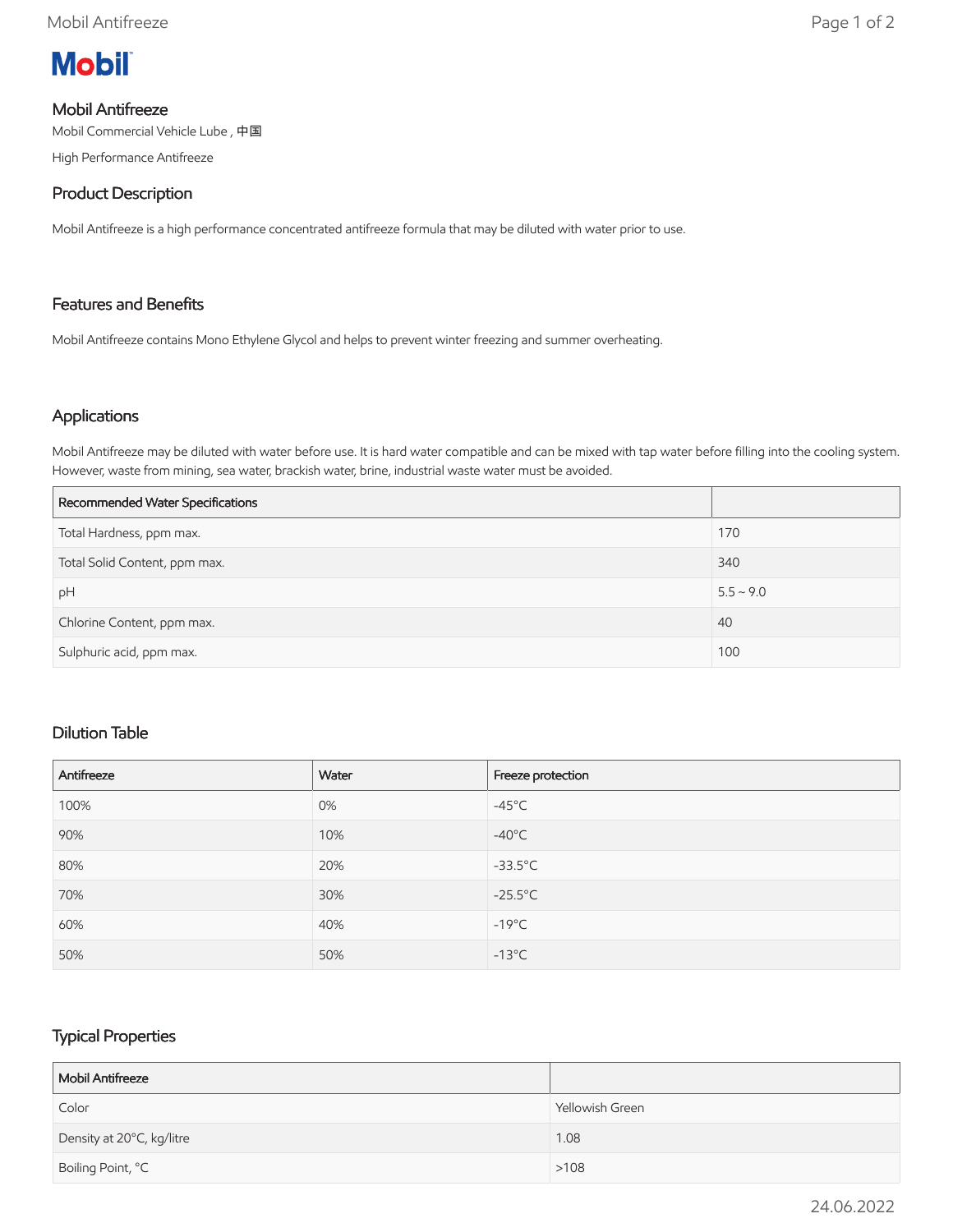# Mobil

## Mobil Antifreeze

Mobil Commercial Vehicle Lube , 中国

High Performance Antifreeze

## Product Description

Mobil Antifreeze is a high performance concentrated antifreeze formula that may be diluted with water prior to use.

## Features and Benefits

Mobil Antifreeze contains Mono Ethylene Glycol and helps to prevent winter freezing and summer overheating.

## Applications

Mobil Antifreeze may be diluted with water before use. It is hard water compatible and can be mixed with tap water before filling into the cooling system. However, waste from mining, sea water, brackish water, brine, industrial waste water must be avoided.

| Recommended Water Specifications | |
|---|---|
| Total Hardness, ppm max. | 170 |
| Total Solid Content, ppm max. | 340 |
| pH | 5.5 ~ 9.0 |
| Chlorine Content, ppm max. | 40 |
| Sulphuric acid, ppm max. | 100 |

## Dilution Table

| Antifreeze | Water | Freeze protection |
|---|---|---|
| 100% | 0% | -45°C |
| 90% | 10% | -40°C |
| 80% | 20% | -33.5°C |
| 70% | 30% | -25.5°C |
| 60% | 40% | -19°C |
| 50% | 50% | -13°C |

## Typical Properties

| Mobil Antifreeze | |
|---|---|
| Color | Yellowish Green |
| Density at 20°C, kg/litre | 1.08 |
| Boiling Point, °C | >108 |

24.06.2022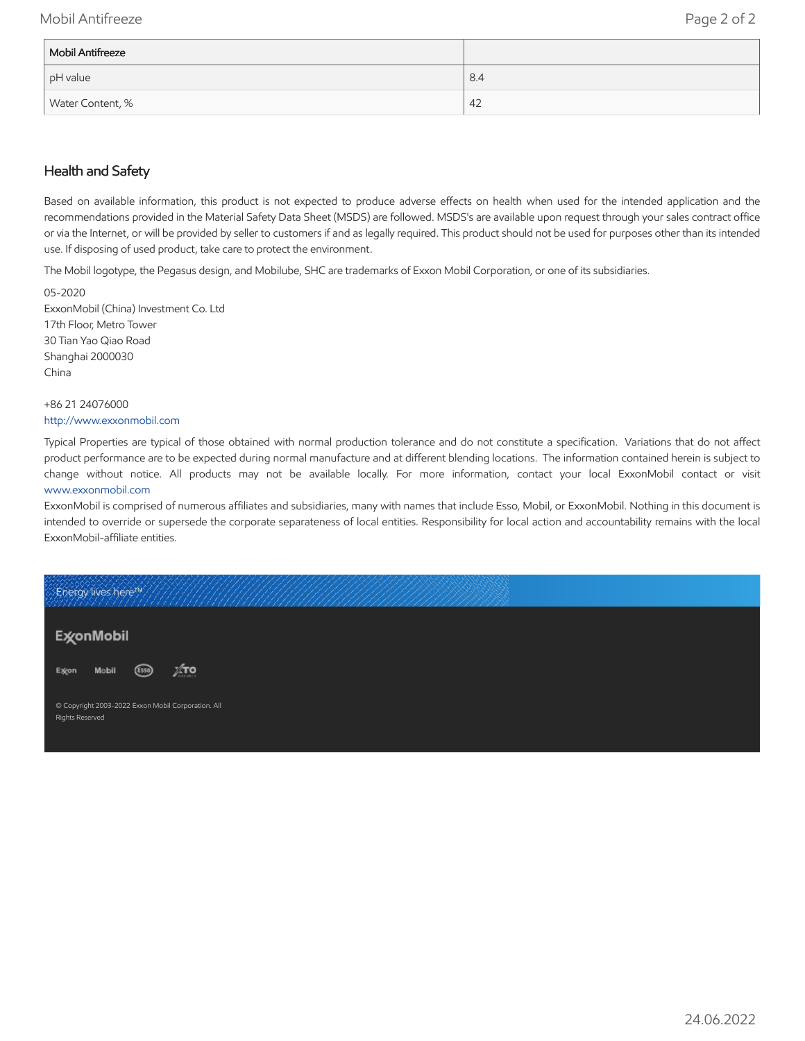| Mobil Antifreeze | |
|---|---|
| pH value | 8.4 |
| Water Content, % | 42 |

## Health and Safety

Based on available information, this product is not expected to produce adverse effects on health when used for the intended application and the recommendations provided in the Material Safety Data Sheet (MSDS) are followed. MSDS's are available upon request through your sales contract office or via the Internet, or will be provided by seller to customers if and as legally required. This product should not be used for purposes other than its intended use. If disposing of used product, take care to protect the environment.

The Mobil logotype, the Pegasus design, and Mobilube, SHC are trademarks of Exxon Mobil Corporation, or one of its subsidiaries.

05-2020
ExxonMobil (China) Investment Co. Ltd
17th Floor, Metro Tower
30 Tian Yao Qiao Road
Shanghai 2000030
China

+86 21 24076000
http://www.exxonmobil.com

Typical Properties are typical of those obtained with normal production tolerance and do not constitute a specification. Variations that do not affect product performance are to be expected during normal manufacture and at different blending locations. The information contained herein is subject to change without notice. All products may not be available locally. For more information, contact your local ExxonMobil contact or visit www.exxonmobil.com

ExxonMobil is comprised of numerous affiliates and subsidiaries, many with names that include Esso, Mobil, or ExxonMobil. Nothing in this document is intended to override or supersede the corporate separateness of local entities. Responsibility for local action and accountability remains with the local ExxonMobil-affiliate entities.

Energy lives here™

ExxonMobil

Exxon Mobil Esso XTO

© Copyright 2003-2022 Exxon Mobil Corporation. All Rights Reserved

24.06.2022